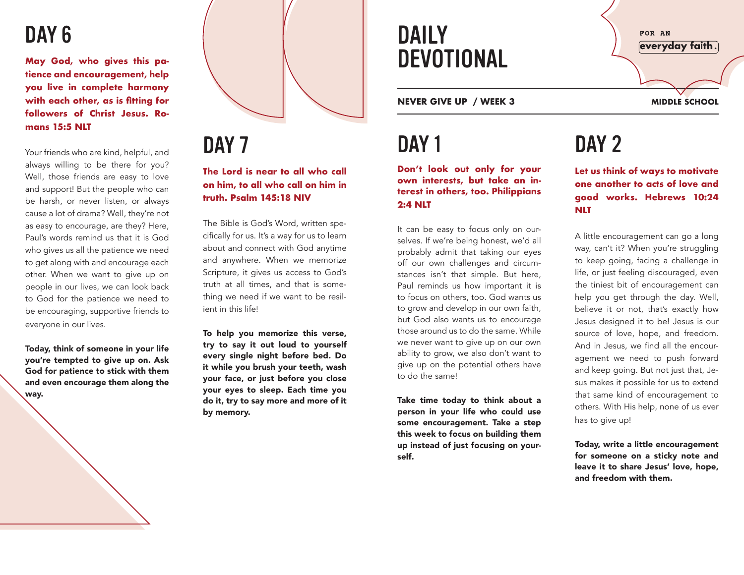# DAILY DEVOTIONAL

FOR AN **everyday faith.**

**NEVER GIVE UP / WEEK 3** — **MIDDLE SCHOOL**

## DAY 1

**Don't look out only for your own interests, but take an interest in others, too. Philippians 2:4 NLT**

It can be easy to focus only on ourselves. If we're being honest, we'd all probably admit that taking our eyes off our own challenges and circumstances isn't that simple. But here, Paul reminds us how important it is to focus on others, too. God wants us to grow and develop in our own faith, but God also wants us to encourage those around us to do the same. While we never want to give up on our own ability to grow, we also don't want to give up on the potential others have to do the same!

**Take time today to think about a person in your life who could use some encouragement. Take a step this week to focus on building them up instead of just focusing on yourself.**

## DAY 2

**Let us think of ways to motivate one another to acts of love and good works. Hebrews 10:24 NLT**

A little encouragement can go a long way, can't it? When you're struggling to keep going, facing a challenge in life, or just feeling discouraged, even the tiniest bit of encouragement can help you get through the day. Well, believe it or not, that's exactly how Jesus designed it to be! Jesus is our source of love, hope, and freedom. And in Jesus, we find all the encouragement we need to push forward and keep going. But not just that, Jesus makes it possible for us to extend that same kind of encouragement to others. With His help, none of us ever has to give up!

**Today, write a little encouragement for someone on a sticky note and leave it to share Jesus' love, hope, and freedom with them.**

## DAY 6

**May God, who gives this patience and encouragement, help you live in complete harmony with each other, as is fitting for followers of Christ Jesus. Romans 15:5 NLT**

Your friends who are kind, helpful, and always willing to be there for you? Well, those friends are easy to love and support! But the people who can be harsh, or never listen, or always cause a lot of drama? Well, they're not as easy to encourage, are they? Here, Paul's words remind us that it is God who gives us all the patience we need to get along with and encourage each other. When we want to give up on people in our lives, we can look back to God for the patience we need to be encouraging, supportive friends to everyone in our lives.

**Today, think of someone in your life you're tempted to give up on. Ask God for patience to stick with them and even encourage them along the way.**

## DAY 7

**The Lord is near to all who call on him, to all who call on him in truth. Psalm 145:18 NIV**

The Bible is God's Word, written specifically for us. It's a way for us to learn about and connect with God anytime and anywhere. When we memorize Scripture, it gives us access to God's truth at all times, and that is something we need if we want to be resilient in this life!

**To help you memorize this verse, try to say it out loud to yourself every single night before bed. Do it while you brush your teeth, wash your face, or just before you close your eyes to sleep. Each time you do it, try to say more and more of it by memory.**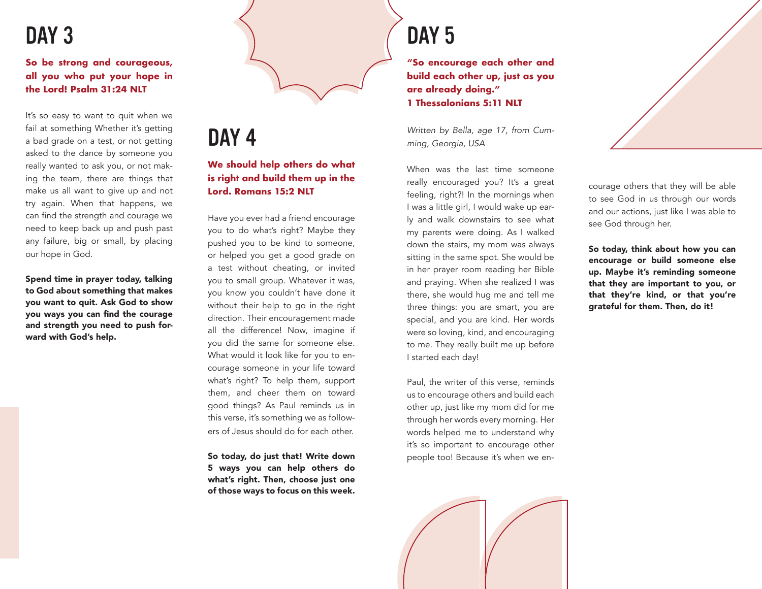# DAY 3

**So be strong and courageous, all you who put your hope in the Lord! Psalm 31:24 NLT**

It's so easy to want to quit when we fail at something Whether it's getting a bad grade on a test, or not getting asked to the dance by someone you really wanted to ask you, or not making the team, there are things that make us all want to give up and not try again. When that happens, we can find the strength and courage we need to keep back up and push past any failure, big or small, by placing our hope in God.

**Spend time in prayer today, talking to God about something that makes you want to quit. Ask God to show you ways you can find the courage and strength you need to push forward with God's help.**

# DAY 4

**We should help others do what is right and build them up in the Lord. Romans 15:2 NLT**

Have you ever had a friend encourage you to do what's right? Maybe they pushed you to be kind to someone, or helped you get a good grade on a test without cheating, or invited you to small group. Whatever it was, you know you couldn't have done it without their help to go in the right direction. Their encouragement made all the difference! Now, imagine if you did the same for someone else. What would it look like for you to encourage someone in your life toward what's right? To help them, support them, and cheer them on toward good things? As Paul reminds us in this verse, it's something we as followers of Jesus should do for each other.

**So today, do just that! Write down 5 ways you can help others do what's right. Then, choose just one of those ways to focus on this week.**

# DAY 5

**"So encourage each other and build each other up, just as you are already doing." 1 Thessalonians 5:11 NLT**

*Written by Bella, age 17, from Cumming, Georgia, USA*

When was the last time someone really encouraged you? It's a great feeling, right?! In the mornings when I was a little girl, I would wake up early and walk downstairs to see what my parents were doing. As I walked down the stairs, my mom was always sitting in the same spot. She would be in her prayer room reading her Bible and praying. When she realized I was there, she would hug me and tell me three things: you are smart, you are special, and you are kind. Her words were so loving, kind, and encouraging to me. They really built me up before I started each day!

Paul, the writer of this verse, reminds us to encourage others and build each other up, just like my mom did for me through her words every morning. Her words helped me to understand why it's so important to encourage other people too! Because it's when we encourage others that they will be able to see God in us through our words and our actions, just like I was able to see God through her.

**So today, think about how you can encourage or build someone else up. Maybe it's reminding someone that they are important to you, or that they're kind, or that you're grateful for them. Then, do it!**